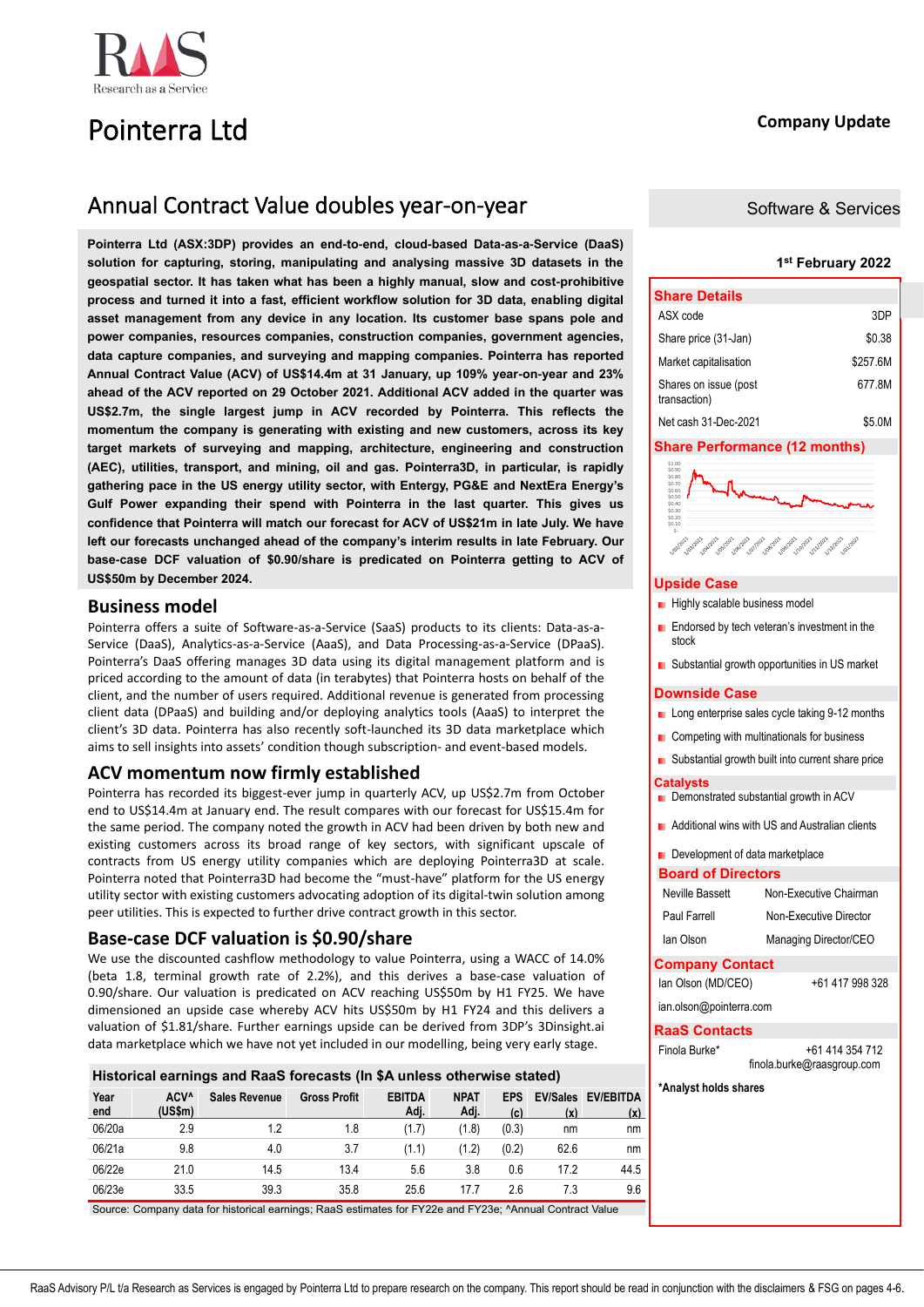RaaS Research as a Service

# Pointerra Ltd

**Company Update**

## Annual Contract Value doubles year-on-year

Software & Services

**1st February 2022**

**Pointerra Ltd (ASX:3DP) provides an end-to-end, cloud-based Data-as-a-Service (DaaS) solution for capturing, storing, manipulating and analysing massive 3D datasets in the geospatial sector. It has taken what has been a highly manual, slow and cost-prohibitive process and turned it into a fast, efficient workflow solution for 3D data, enabling digital asset management from any device in any location. Its customer base spans pole and power companies, resources companies, construction companies, government agencies, data capture companies, and surveying and mapping companies. Pointerra has reported Annual Contract Value (ACV) of US$14.4m at 31 January, up 109% year-on-year and 23% ahead of the ACV reported on 29 October 2021. Additional ACV added in the quarter was US$2.7m, the single largest jump in ACV recorded by Pointerra. This reflects the momentum the company is generating with existing and new customers, across its key target markets of surveying and mapping, architecture, engineering and construction (AEC), utilities, transport, and mining, oil and gas. Pointerra3D, in particular, is rapidly gathering pace in the US energy utility sector, with Entergy, PG&E and NextEra Energy's Gulf Power expanding their spend with Pointerra in the last quarter. This gives us confidence that Pointerra will match our forecast for ACV of US$21m in late July. We have left our forecasts unchanged ahead of the company's interim results in late February. Our base-case DCF valuation of $0.90/share is predicated on Pointerra getting to ACV of US$50m by December 2024.**

### Business model

Pointerra offers a suite of Software-as-a-Service (SaaS) products to its clients: Data-as-a-Service (DaaS), Analytics-as-a-Service (AaaS), and Data Processing-as-a-Service (DPaaS). Pointerra's DaaS offering manages 3D data using its digital management platform and is priced according to the amount of data (in terabytes) that Pointerra hosts on behalf of the client, and the number of users required. Additional revenue is generated from processing client data (DPaaS) and building and/or deploying analytics tools (AaaS) to interpret the client's 3D data. Pointerra has also recently soft-launched its 3D data marketplace which aims to sell insights into assets' condition though subscription- and event-based models.

### ACV momentum now firmly established

Pointerra has recorded its biggest-ever jump in quarterly ACV, up US$2.7m from October end to US$14.4m at January end. The result compares with our forecast for US$15.4m for the same period. The company noted the growth in ACV had been driven by both new and existing customers across its broad range of key sectors, with significant upscale of contracts from US energy utility companies which are deploying Pointerra3D at scale. Pointerra noted that Pointerra3D had become the "must-have" platform for the US energy utility sector with existing customers advocating adoption of its digital-twin solution among peer utilities. This is expected to further drive contract growth in this sector.

### Base-case DCF valuation is $0.90/share

We use the discounted cashflow methodology to value Pointerra, using a WACC of 14.0% (beta 1.8, terminal growth rate of 2.2%), and this derives a base-case valuation of 0.90/share. Our valuation is predicated on ACV reaching US$50m by H1 FY25. We have dimensioned an upside case whereby ACV hits US$50m by H1 FY24 and this delivers a valuation of $1.81/share. Further earnings upside can be derived from 3DP's 3Dinsight.ai data marketplace which we have not yet included in our modelling, being very early stage.

**Historical earnings and RaaS forecasts (In $A unless otherwise stated)**

| Year end | ACV^ (US$m) | Sales Revenue | Gross Profit | EBITDA Adj. | NPAT Adj. | EPS (c) | EV/Sales (x) | EV/EBITDA (x) |
|---|---|---|---|---|---|---|---|---|
| 06/20a | 2.9 | 1.2 | 1.8 | (1.7) | (1.8) | (0.3) | nm | nm |
| 06/21a | 9.8 | 4.0 | 3.7 | (1.1) | (1.2) | (0.2) | 62.6 | nm |
| 06/22e | 21.0 | 14.5 | 13.4 | 5.6 | 3.8 | 0.6 | 17.2 | 44.5 |
| 06/23e | 33.5 | 39.3 | 35.8 | 25.6 | 17.7 | 2.6 | 7.3 | 9.6 |

Source: Company data for historical earnings; RaaS estimates for FY22e and FY23e; ^Annual Contract Value

### Share Details

| | |
|---|---|
| ASX code | 3DP |
| Share price (31-Jan) | $0.38 |
| Market capitalisation | $257.6M |
| Shares on issue (post transaction) | 677.8M |
| Net cash 31-Dec-2021 | $5.0M |

### Share Performance (12 months)

$1.00 $0.90 $0.80 $0.70 $0.60 $0.50 $0.40 $0.30 $0.20 $0.10 $-

1/02/2021 1/03/2021 1/04/2021 1/05/2021 1/06/2021 1/07/2021 1/08/2021 1/09/2021 1/10/2021 1/11/2021 1/12/2021 1/01/2022

### Upside Case

- Highly scalable business model
- Endorsed by tech veteran's investment in the stock
- Substantial growth opportunities in US market

### Downside Case

- Long enterprise sales cycle taking 9-12 months
- Competing with multinationals for business
- Substantial growth built into current share price

### Catalysts

- Demonstrated substantial growth in ACV
- Additional wins with US and Australian clients
- Development of data marketplace

### Board of Directors

| | |
|---|---|
| Neville Bassett | Non-Executive Chairman |
| Paul Farrell | Non-Executive Director |
| Ian Olson | Managing Director/CEO |

### Company Contact

Ian Olson (MD/CEO) +61 417 998 328

ian.olson@pointerra.com

### RaaS Contacts

Finola Burke* +61 414 354 712
finola.burke@raasgroup.com

***Analyst holds shares**

RaaS Advisory P/L t/a Research as Services is engaged by Pointerra Ltd to prepare research on the company. This report should be read in conjunction with the disclaimers & FSG on pages 4-6.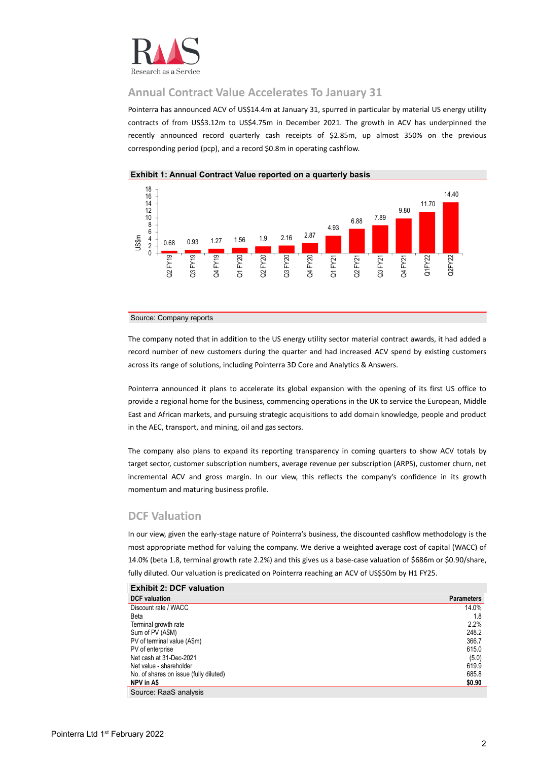## Annual Contract Value Accelerates To January 31

Pointerra has announced ACV of US$14.4m at January 31, spurred in particular by material US energy utility contracts of from US$3.12m to US$4.75m in December 2021. The growth in ACV has underpinned the recently announced record quarterly cash receipts of $2.85m, up almost 350% on the previous corresponding period (pcp), and a record $0.8m in operating cashflow.

**Exhibit 1: Annual Contract Value reported on a quarterly basis**

US$m

18
16
14
12
10
8
6
4
2
0

0.68 0.93 1.27 1.56 1.9 2.16 2.87 4.93 6.88 7.89 9.80 11.70 14.40

Q2 FY19 Q3 FY19 Q4 FY19 Q1 FY20 Q2 FY20 Q3 FY20 Q4 FY20 Q1 FY21 Q2 FY21 Q3 FY21 Q4 FY21 Q1FY22 Q2FY22

Source: Company reports

The company noted that in addition to the US energy utility sector material contract awards, it had added a record number of new customers during the quarter and had increased ACV spend by existing customers across its range of solutions, including Pointerra 3D Core and Analytics & Answers.

Pointerra announced it plans to accelerate its global expansion with the opening of its first US office to provide a regional home for the business, commencing operations in the UK to service the European, Middle East and African markets, and pursuing strategic acquisitions to add domain knowledge, people and product in the AEC, transport, and mining, oil and gas sectors.

The company also plans to expand its reporting transparency in coming quarters to show ACV totals by target sector, customer subscription numbers, average revenue per subscription (ARPS), customer churn, net incremental ACV and gross margin. In our view, this reflects the company's confidence in its growth momentum and maturing business profile.

## DCF Valuation

In our view, given the early-stage nature of Pointerra's business, the discounted cashflow methodology is the most appropriate method for valuing the company. We derive a weighted average cost of capital (WACC) of 14.0% (beta 1.8, terminal growth rate 2.2%) and this gives us a base-case valuation of $686m or $0.90/share, fully diluted. Our valuation is predicated on Pointerra reaching an ACV of US$50m by H1 FY25.

**Exhibit 2: DCF valuation**

| DCF valuation | Parameters |
|---|---|
| Discount rate / WACC | 14.0% |
| Beta | 1.8 |
| Terminal growth rate | 2.2% |
| Sum of PV (A$M) | 248.2 |
| PV of terminal value (A$m) | 366.7 |
| PV of enterprise | 615.0 |
| Net cash at 31-Dec-2021 | (5.0) |
| Net value - shareholder | 619.9 |
| No. of shares on issue (fully diluted) | 685.8 |
| **NPV in A$** | **$0.90** |

Source: RaaS analysis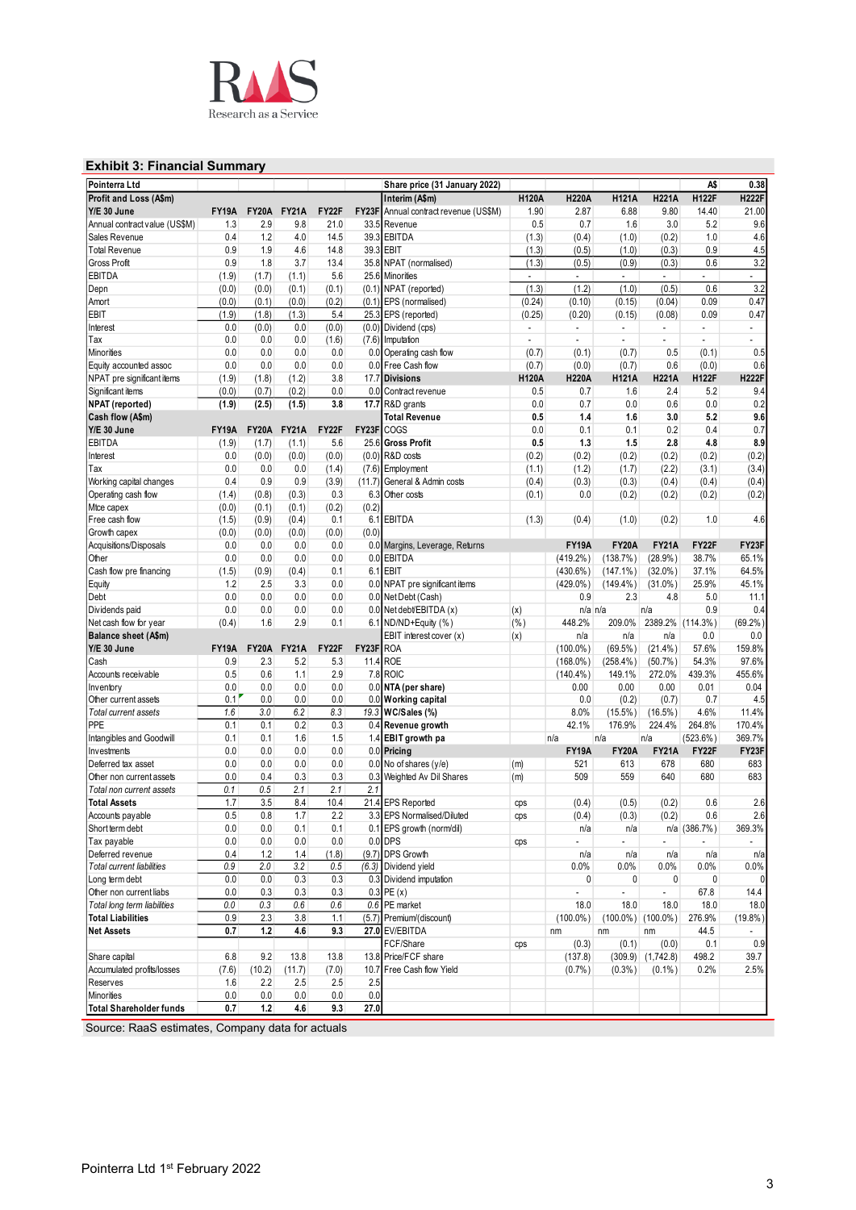## Exhibit 3: Financial Summary

| Pointerra Ltd | | | | | | Share price (31 January 2022) | | | | | A$ | 0.38 |
|---|---|---|---|---|---|---|---|---|---|---|---|---|
| **Profit and Loss (A$m)** | | | | | | **Interim (A$m)** | **H120A** | **H220A** | **H121A** | **H221A** | **H122F** | **H222F** |
| **Y/E 30 June** | **FY19A** | **FY20A** | **FY21A** | **FY22F** | **FY23F** | Annual contract revenue (US$M) | 1.90 | 2.87 | 6.88 | 9.80 | 14.40 | 21.00 |
| Annual contract value (US$M) | 1.3 | 2.9 | 9.8 | 21.0 | 33.5 | Revenue | 0.5 | 0.7 | 1.6 | 3.0 | 5.2 | 9.6 |
| Sales Revenue | 0.4 | 1.2 | 4.0 | 14.5 | 39.3 | EBITDA | (1.3) | (0.4) | (1.0) | (0.2) | 1.0 | 4.6 |
| Total Revenue | 0.9 | 1.9 | 4.6 | 14.8 | 39.3 | EBIT | (1.3) | (0.5) | (1.0) | (0.3) | 0.9 | 4.5 |
| Gross Profit | 0.9 | 1.8 | 3.7 | 13.4 | 35.8 | NPAT (normalised) | (1.3) | (0.5) | (0.9) | (0.3) | 0.6 | 3.2 |
| EBITDA | (1.9) | (1.7) | (1.1) | 5.6 | 25.6 | Minorities | - | - | - | - | - | - |
| Depn | (0.0) | (0.0) | (0.1) | (0.1) | (0.1) | NPAT (reported) | (1.3) | (1.2) | (1.0) | (0.5) | 0.6 | 3.2 |
| Amort | (0.0) | (0.1) | (0.0) | (0.2) | (0.1) | EPS (normalised) | (0.24) | (0.10) | (0.15) | (0.04) | 0.09 | 0.47 |
| EBIT | (1.9) | (1.8) | (1.3) | 5.4 | 25.3 | EPS (reported) | (0.25) | (0.20) | (0.15) | (0.08) | 0.09 | 0.47 |
| Interest | 0.0 | (0.0) | 0.0 | (0.0) | (0.0) | Dividend (cps) | - | - | - | - | - | - |
| Tax | 0.0 | 0.0 | 0.0 | (1.6) | (7.6) | Imputation | - | - | - | - | - | - |
| Minorities | 0.0 | 0.0 | 0.0 | 0.0 | 0.0 | Operating cash flow | (0.7) | (0.1) | (0.7) | 0.5 | (0.1) | 0.5 |
| Equity accounted assoc | 0.0 | 0.0 | 0.0 | 0.0 | 0.0 | Free Cash flow | (0.7) | (0.0) | (0.7) | 0.6 | (0.0) | 0.6 |
| NPAT pre significant items | (1.9) | (1.8) | (1.2) | 3.8 | 17.7 | **Divisions** | **H120A** | **H220A** | **H121A** | **H221A** | **H122F** | **H222F** |
| Significant items | (0.0) | (0.7) | (0.2) | 0.0 | 0.0 | Contract revenue | 0.5 | 0.7 | 1.6 | 2.4 | 5.2 | 9.4 |
| **NPAT (reported)** | **(1.9)** | **(2.5)** | **(1.5)** | **3.8** | **17.7** | R&D grants | 0.0 | 0.7 | 0.0 | 0.6 | 0.0 | 0.2 |
| **Cash flow (A$m)** | | | | | | **Total Revenue** | **0.5** | **1.4** | **1.6** | **3.0** | **5.2** | **9.6** |
| **Y/E 30 June** | **FY19A** | **FY20A** | **FY21A** | **FY22F** | **FY23F** | COGS | 0.0 | 0.1 | 0.1 | 0.2 | 0.4 | 0.7 |
| EBITDA | (1.9) | (1.7) | (1.1) | 5.6 | 25.6 | **Gross Profit** | **0.5** | **1.3** | **1.5** | **2.8** | **4.8** | **8.9** |
| Interest | 0.0 | (0.0) | (0.0) | (0.0) | (0.0) | R&D costs | (0.2) | (0.2) | (0.2) | (0.2) | (0.2) | (0.2) |
| Tax | 0.0 | 0.0 | 0.0 | (1.4) | (7.6) | Employment | (1.1) | (1.2) | (1.7) | (2.2) | (3.1) | (3.4) |
| Working capital changes | 0.4 | 0.9 | 0.9 | (3.9) | (11.7) | General & Admin costs | (0.4) | (0.3) | (0.3) | (0.4) | (0.4) | (0.4) |
| Operating cash flow | (1.4) | (0.8) | (0.3) | 0.3 | 6.3 | Other costs | (0.1) | 0.0 | (0.2) | (0.2) | (0.2) | (0.2) |
| Mtce capex | (0.0) | (0.1) | (0.1) | (0.2) | (0.2) | | | | | | | |
| Free cash flow | (1.5) | (0.9) | (0.4) | 0.1 | 6.1 | EBITDA | (1.3) | (0.4) | (1.0) | (0.2) | 1.0 | 4.6 |
| Growth capex | (0.0) | (0.0) | (0.0) | (0.0) | (0.0) | | | | | | | |
| Acquisitions/Disposals | 0.0 | 0.0 | 0.0 | 0.0 | 0.0 | Margins, Leverage, Returns | | FY19A | FY20A | FY21A | FY22F | FY23F |
| Other | 0.0 | 0.0 | 0.0 | 0.0 | 0.0 | EBITDA | | (419.2%) | (138.7%) | (28.9%) | 38.7% | 65.1% |
| Cash flow pre financing | (1.5) | (0.9) | (0.4) | 0.1 | 6.1 | EBIT | | (430.6%) | (147.1%) | (32.0%) | 37.1% | 64.5% |
| Equity | 1.2 | 2.5 | 3.3 | 0.0 | 0.0 | NPAT pre significant items | | (429.0%) | (149.4%) | (31.0%) | 25.9% | 45.1% |
| Debt | 0.0 | 0.0 | 0.0 | 0.0 | 0.0 | Net Debt (Cash) | | 0.9 | 2.3 | 4.8 | 5.0 | 11.1 |
| Dividends paid | 0.0 | 0.0 | 0.0 | 0.0 | 0.0 | Net debt/EBITDA (x) | (x) | n/a | n/a | n/a | 0.9 | 0.4 |
| Net cash flow for year | (0.4) | 1.6 | 2.9 | 0.1 | 6.1 | ND/ND+Equity (%) | (%) | 448.2% | 209.0% | 2389.2% | (114.3%) | (69.2%) |
| **Balance sheet (A$m)** | | | | | | EBIT interest cover (x) | (x) | n/a | n/a | n/a | 0.0 | 0.0 |
| **Y/E 30 June** | **FY19A** | **FY20A** | **FY21A** | **FY22F** | **FY23F** | ROA | | (100.0%) | (69.5%) | (21.4%) | 57.6% | 159.8% |
| Cash | 0.9 | 2.3 | 5.2 | 5.3 | 11.4 | ROE | | (168.0%) | (258.4%) | (50.7%) | 54.3% | 97.6% |
| Accounts receivable | 0.5 | 0.6 | 1.1 | 2.9 | 7.8 | ROIC | | (140.4%) | 149.1% | 272.0% | 439.3% | 455.6% |
| Inventory | 0.0 | 0.0 | 0.0 | 0.0 | 0.0 | **NTA (per share)** | | 0.00 | 0.00 | 0.00 | 0.01 | 0.04 |
| Other current assets | 0.1 | 0.0 | 0.0 | 0.0 | 0.0 | **Working capital** | | 0.0 | (0.2) | (0.7) | 0.7 | 4.5 |
| *Total current assets* | *1.6* | *3.0* | *6.2* | *8.3* | *19.3* | **WC/Sales (%)** | | 8.0% | (15.5%) | (16.5%) | 4.6% | 11.4% |
| PPE | 0.1 | 0.1 | 0.2 | 0.3 | 0.4 | **Revenue growth** | | 42.1% | 176.9% | 224.4% | 264.8% | 170.4% |
| Intangibles and Goodwill | 0.1 | 0.1 | 1.6 | 1.5 | 1.4 | **EBIT growth pa** | | n/a | n/a | n/a | (523.6%) | 369.7% |
| Investments | 0.0 | 0.0 | 0.0 | 0.0 | 0.0 | **Pricing** | | **FY19A** | **FY20A** | **FY21A** | **FY22F** | **FY23F** |
| Deferred tax asset | 0.0 | 0.0 | 0.0 | 0.0 | 0.0 | No of shares (y/e) | (m) | 521 | 613 | 678 | 680 | 683 |
| Other non current assets | 0.0 | 0.4 | 0.3 | 0.3 | 0.3 | Weighted Av Dil Shares | (m) | 509 | 559 | 640 | 680 | 683 |
| *Total non current assets* | *0.1* | *0.5* | *2.1* | *2.1* | *2.1* | | | | | | | |
| **Total Assets** | 1.7 | 3.5 | 8.4 | 10.4 | 21.4 | EPS Reported | cps | (0.4) | (0.5) | (0.2) | 0.6 | 2.6 |
| Accounts payable | 0.5 | 0.8 | 1.7 | 2.2 | 3.3 | EPS Normalised/Diluted | cps | (0.4) | (0.3) | (0.2) | 0.6 | 2.6 |
| Short term debt | 0.0 | 0.0 | 0.1 | 0.1 | 0.1 | EPS growth (norm/dil) | | n/a | n/a | n/a | (386.7%) | 369.3% |
| Tax payable | 0.0 | 0.0 | 0.0 | 0.0 | 0.0 | DPS | cps | - | - | - | - | - |
| Deferred revenue | 0.4 | 1.2 | 1.4 | (1.8) | (9.7) | DPS Growth | | n/a | n/a | n/a | n/a | n/a |
| *Total current liabilities* | *0.9* | *2.0* | *3.2* | *0.5* | *(6.3)* | Dividend yield | | 0.0% | 0.0% | 0.0% | 0.0% | 0.0% |
| Long term debt | 0.0 | 0.0 | 0.3 | 0.3 | 0.3 | Dividend imputation | | 0 | 0 | 0 | 0 | 0 |
| Other non current liabs | 0.0 | 0.3 | 0.3 | 0.3 | 0.3 | PE (x) | | - | - | - | 67.8 | 14.4 |
| *Total long term liabilities* | *0.0* | *0.3* | *0.6* | *0.6* | *0.6* | PE market | | 18.0 | 18.0 | 18.0 | 18.0 | 18.0 |
| **Total Liabilities** | 0.9 | 2.3 | 3.8 | 1.1 | (5.7) | Premium/(discount) | | (100.0%) | (100.0%) | (100.0%) | 276.9% | (19.8%) |
| **Net Assets** | **0.7** | **1.2** | **4.6** | **9.3** | **27.0** | EV/EBITDA | | nm | nm | nm | 44.5 | - |
| | | | | | | FCF/Share | cps | (0.3) | (0.1) | (0.0) | 0.1 | 0.9 |
| Share capital | 6.8 | 9.2 | 13.8 | 13.8 | 13.8 | Price/FCF share | | (137.8) | (309.9) | (1,742.8) | 498.2 | 39.7 |
| Accumulated profits/losses | (7.6) | (10.2) | (11.7) | (7.0) | 10.7 | Free Cash flow Yield | | (0.7%) | (0.3%) | (0.1%) | 0.2% | 2.5% |
| Reserves | 1.6 | 2.2 | 2.5 | 2.5 | 2.5 | | | | | | | |
| Minorities | 0.0 | 0.0 | 0.0 | 0.0 | 0.0 | | | | | | | |
| **Total Shareholder funds** | **0.7** | **1.2** | **4.6** | **9.3** | **27.0** | | | | | | | |

Source: RaaS estimates, Company data for actuals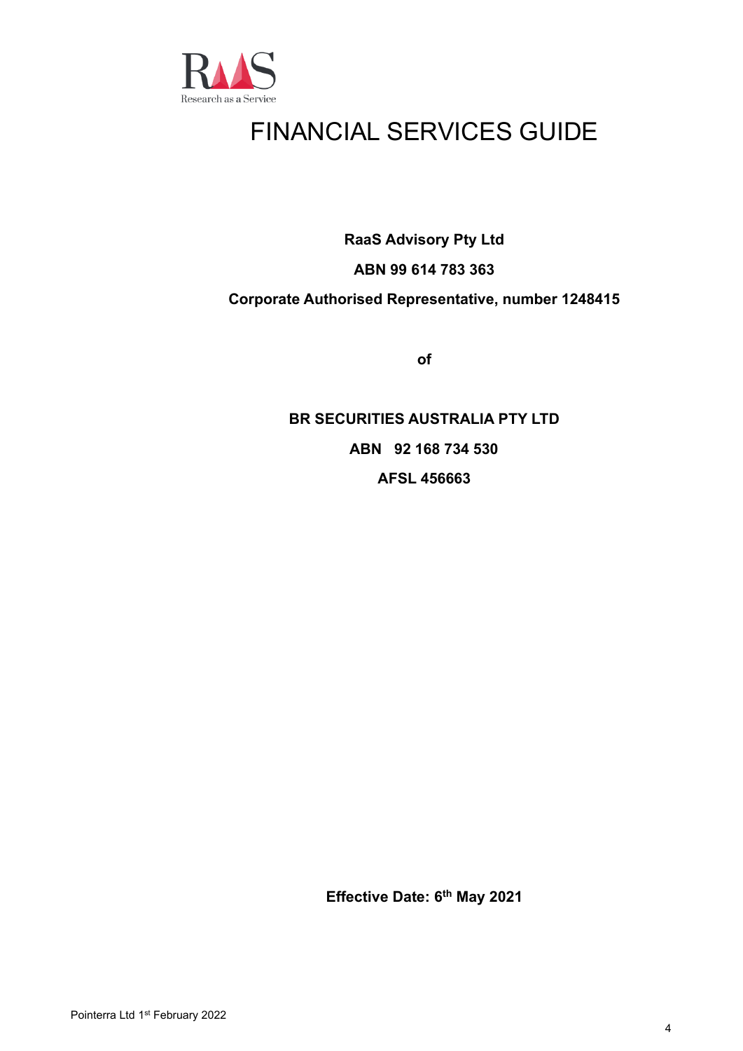# FINANCIAL SERVICES GUIDE

**RaaS Advisory Pty Ltd**

**ABN 99 614 783 363**

**Corporate Authorised Representative, number 1248415**

**of**

**BR SECURITIES AUSTRALIA PTY LTD**

**ABN 92 168 734 530**

**AFSL 456663**

**Effective Date: 6th May 2021**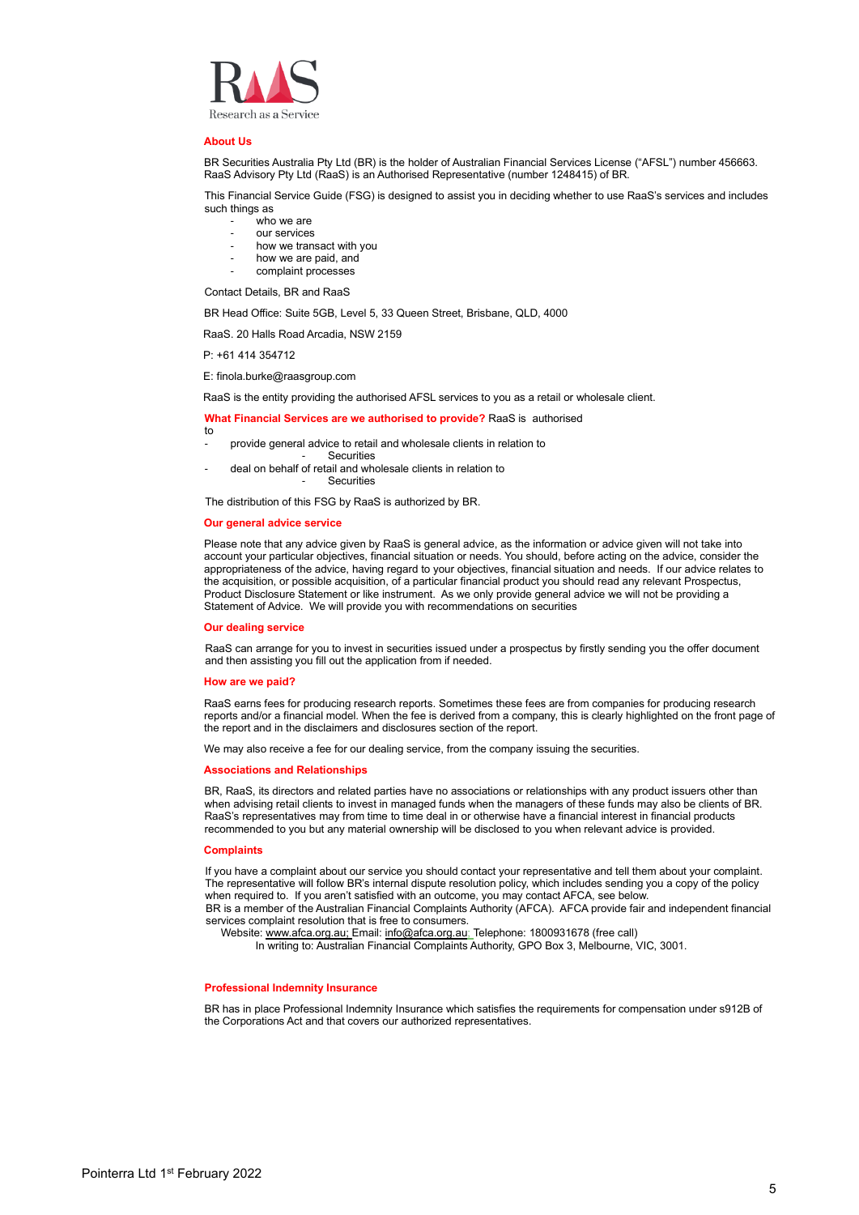RaaS

Research as a Service

## About Us

BR Securities Australia Pty Ltd (BR) is the holder of Australian Financial Services License ("AFSL") number 456663. RaaS Advisory Pty Ltd (RaaS) is an Authorised Representative (number 1248415) of BR.

This Financial Service Guide (FSG) is designed to assist you in deciding whether to use RaaS's services and includes such things as

- who we are
- our services
- how we transact with you
- how we are paid, and
- complaint processes

Contact Details, BR and RaaS

BR Head Office: Suite 5GB, Level 5, 33 Queen Street, Brisbane, QLD, 4000

RaaS. 20 Halls Road Arcadia, NSW 2159

P: +61 414 354712

E: finola.burke@raasgroup.com

RaaS is the entity providing the authorised AFSL services to you as a retail or wholesale client.

**What Financial Services are we authorised to provide?** RaaS is authorised to

- provide general advice to retail and wholesale clients in relation to
  - Securities
- deal on behalf of retail and wholesale clients in relation to
  - Securities

The distribution of this FSG by RaaS is authorized by BR.

## Our general advice service

Please note that any advice given by RaaS is general advice, as the information or advice given will not take into account your particular objectives, financial situation or needs. You should, before acting on the advice, consider the appropriateness of the advice, having regard to your objectives, financial situation and needs. If our advice relates to the acquisition, or possible acquisition, of a particular financial product you should read any relevant Prospectus, Product Disclosure Statement or like instrument. As we only provide general advice we will not be providing a Statement of Advice. We will provide you with recommendations on securities

## Our dealing service

RaaS can arrange for you to invest in securities issued under a prospectus by firstly sending you the offer document and then assisting you fill out the application from if needed.

## How are we paid?

RaaS earns fees for producing research reports. Sometimes these fees are from companies for producing research reports and/or a financial model. When the fee is derived from a company, this is clearly highlighted on the front page of the report and in the disclaimers and disclosures section of the report.

We may also receive a fee for our dealing service, from the company issuing the securities.

## Associations and Relationships

BR, RaaS, its directors and related parties have no associations or relationships with any product issuers other than when advising retail clients to invest in managed funds when the managers of these funds may also be clients of BR. RaaS's representatives may from time to time deal in or otherwise have a financial interest in financial products recommended to you but any material ownership will be disclosed to you when relevant advice is provided.

## Complaints

If you have a complaint about our service you should contact your representative and tell them about your complaint. The representative will follow BR's internal dispute resolution policy, which includes sending you a copy of the policy when required to. If you aren't satisfied with an outcome, you may contact AFCA, see below.
BR is a member of the Australian Financial Complaints Authority (AFCA). AFCA provide fair and independent financial services complaint resolution that is free to consumers.
Website: www.afca.org.au; Email: info@afca.org.au; Telephone: 1800931678 (free call)
In writing to: Australian Financial Complaints Authority, GPO Box 3, Melbourne, VIC, 3001.

## Professional Indemnity Insurance

BR has in place Professional Indemnity Insurance which satisfies the requirements for compensation under s912B of the Corporations Act and that covers our authorized representatives.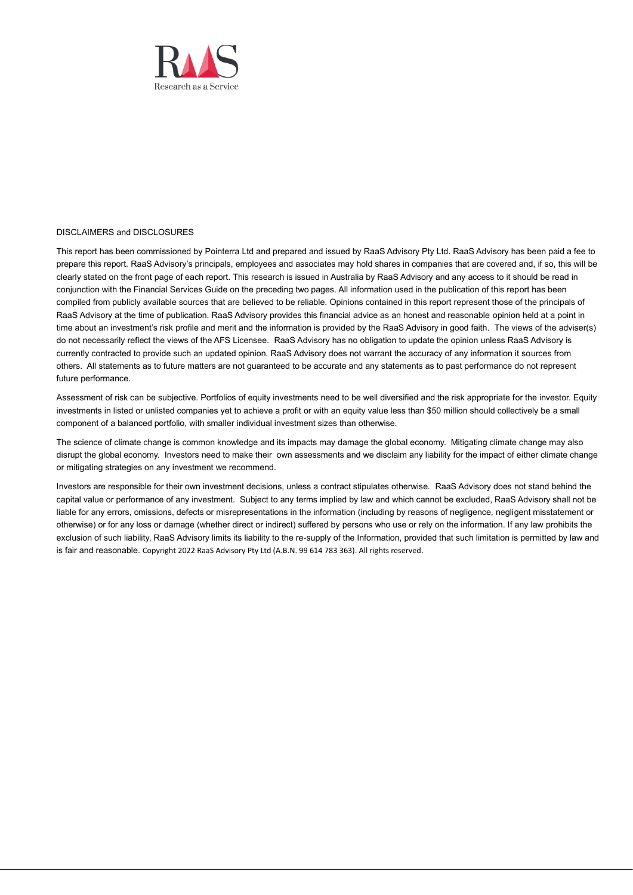DISCLAIMERS and DISCLOSURES

This report has been commissioned by Pointerra Ltd and prepared and issued by RaaS Advisory Pty Ltd. RaaS Advisory has been paid a fee to prepare this report. RaaS Advisory's principals, employees and associates may hold shares in companies that are covered and, if so, this will be clearly stated on the front page of each report. This research is issued in Australia by RaaS Advisory and any access to it should be read in conjunction with the Financial Services Guide on the preceding two pages. All information used in the publication of this report has been compiled from publicly available sources that are believed to be reliable. Opinions contained in this report represent those of the principals of RaaS Advisory at the time of publication. RaaS Advisory provides this financial advice as an honest and reasonable opinion held at a point in time about an investment's risk profile and merit and the information is provided by the RaaS Advisory in good faith. The views of the adviser(s) do not necessarily reflect the views of the AFS Licensee. RaaS Advisory has no obligation to update the opinion unless RaaS Advisory is currently contracted to provide such an updated opinion. RaaS Advisory does not warrant the accuracy of any information it sources from others. All statements as to future matters are not guaranteed to be accurate and any statements as to past performance do not represent future performance.

Assessment of risk can be subjective. Portfolios of equity investments need to be well diversified and the risk appropriate for the investor. Equity investments in listed or unlisted companies yet to achieve a profit or with an equity value less than $50 million should collectively be a small component of a balanced portfolio, with smaller individual investment sizes than otherwise.

The science of climate change is common knowledge and its impacts may damage the global economy. Mitigating climate change may also disrupt the global economy. Investors need to make their own assessments and we disclaim any liability for the impact of either climate change or mitigating strategies on any investment we recommend.

Investors are responsible for their own investment decisions, unless a contract stipulates otherwise. RaaS Advisory does not stand behind the capital value or performance of any investment. Subject to any terms implied by law and which cannot be excluded, RaaS Advisory shall not be liable for any errors, omissions, defects or misrepresentations in the information (including by reasons of negligence, negligent misstatement or otherwise) or for any loss or damage (whether direct or indirect) suffered by persons who use or rely on the information. If any law prohibits the exclusion of such liability, RaaS Advisory limits its liability to the re-supply of the Information, provided that such limitation is permitted by law and is fair and reasonable. Copyright 2022 RaaS Advisory Pty Ltd (A.B.N. 99 614 783 363). All rights reserved.